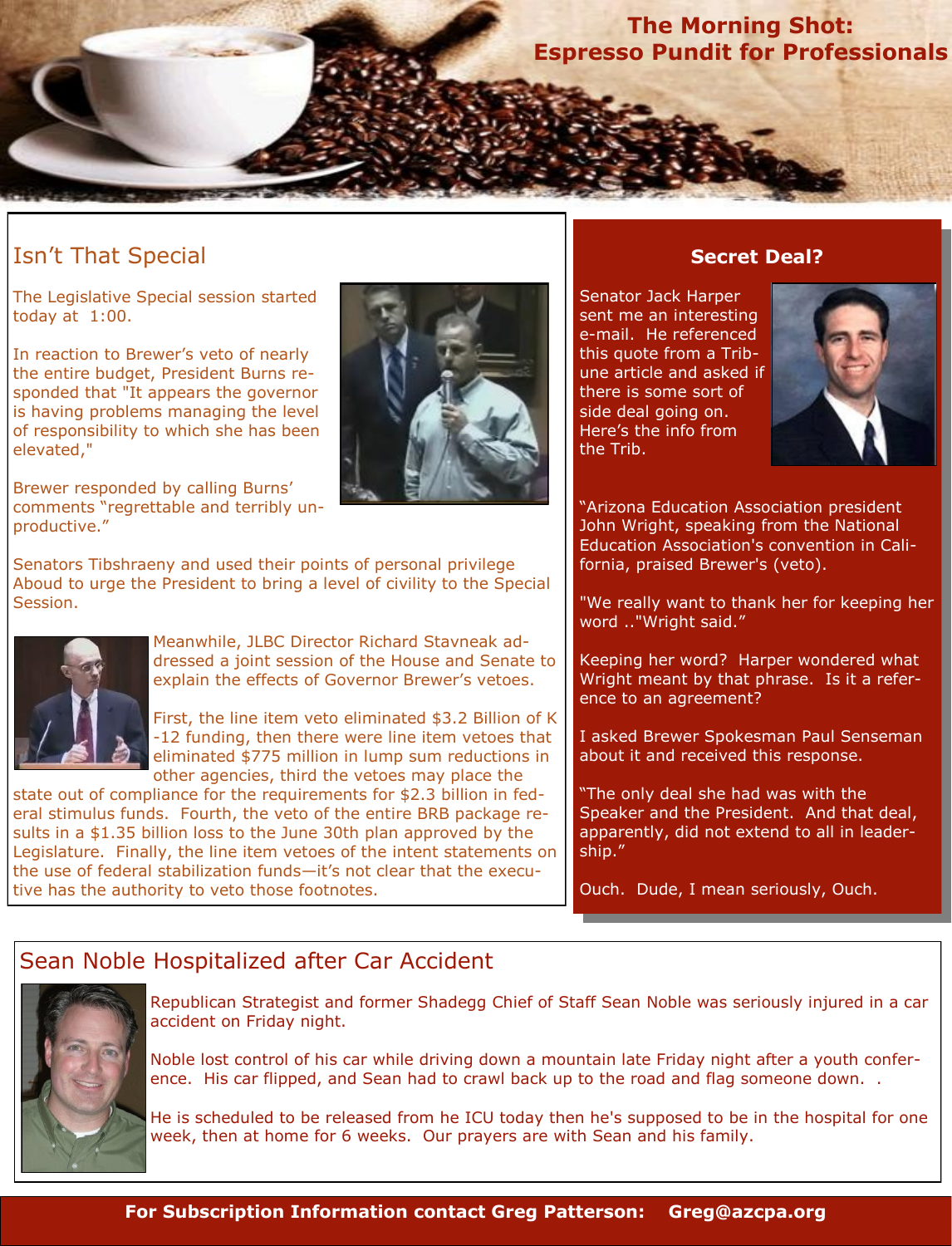# The Morning Shot: Espresso Pundit for Professionals

## Isn't That Special

The Legislative Special session started today at 1:00.

In reaction to Brewer's veto of nearly the entire budget, President Burns responded that "It appears the governor is having problems managing the level of responsibility to which she has been elevated,"

Brewer responded by calling Burns' comments "regrettable and terribly unproductive."

Senators Tibshraeny and used their points of personal privilege Aboud to urge the President to bring a level of civility to the Special Session.

Meanwhile, JLBC Director Richard Stavneak addressed a joint session of the House and Senate to explain the effects of Governor Brewer's vetoes.

First, the line item veto eliminated $3.2 Billion of K-12 funding, then there were line item vetoes that eliminated $775 million in lump sum reductions in other agencies, third the vetoes may place the state out of compliance for the requirements for $2.3 billion in federal stimulus funds. Fourth, the veto of the entire BRB package results in a $1.35 billion loss to the June 30th plan approved by the Legislature. Finally, the line item vetoes of the intent statements on the use of federal stabilization funds—it's not clear that the executive has the authority to veto those footnotes.

## Secret Deal?

Senator Jack Harper sent me an interesting e-mail. He referenced this quote from a Tribune article and asked if there is some sort of side deal going on. Here's the info from the Trib.

"Arizona Education Association president John Wright, speaking from the National Education Association's convention in California, praised Brewer's (veto).

"We really want to thank her for keeping her word .."Wright said."

Keeping her word? Harper wondered what Wright meant by that phrase. Is it a reference to an agreement?

I asked Brewer Spokesman Paul Senseman about it and received this response.

"The only deal she had was with the Speaker and the President. And that deal, apparently, did not extend to all in leadership."

Ouch. Dude, I mean seriously, Ouch.

## Sean Noble Hospitalized after Car Accident

Republican Strategist and former Shadegg Chief of Staff Sean Noble was seriously injured in a car accident on Friday night.

Noble lost control of his car while driving down a mountain late Friday night after a youth conference. His car flipped, and Sean had to crawl back up to the road and flag someone down. .

He is scheduled to be released from he ICU today then he's supposed to be in the hospital for one week, then at home for 6 weeks. Our prayers are with Sean and his family.

**For Subscription Information contact Greg Patterson: Greg@azcpa.org**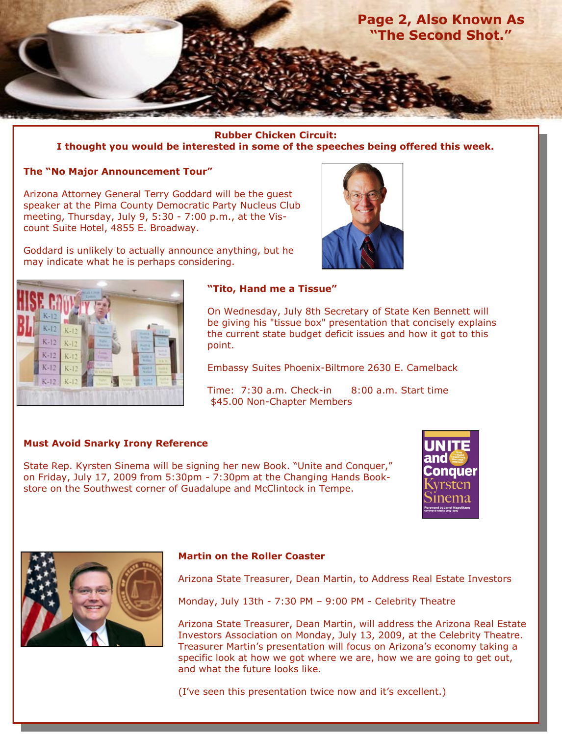# Page 2, Also Known As "The Second Shot."

**Rubber Chicken Circuit:**
**I thought you would be interested in some of the speeches being offered this week.**

### The "No Major Announcement Tour"

Arizona Attorney General Terry Goddard will be the guest speaker at the Pima County Democratic Party Nucleus Club meeting, Thursday, July 9, 5:30 - 7:00 p.m., at the Viscount Suite Hotel, 4855 E. Broadway.

Goddard is unlikely to actually announce anything, but he may indicate what he is perhaps considering.

### "Tito, Hand me a Tissue"

On Wednesday, July 8th Secretary of State Ken Bennett will be giving his "tissue box" presentation that concisely explains the current state budget deficit issues and how it got to this point.

Embassy Suites Phoenix-Biltmore 2630 E. Camelback

Time: 7:30 a.m. Check-in 8:00 a.m. Start time
$45.00 Non-Chapter Members

### Must Avoid Snarky Irony Reference

State Rep. Kyrsten Sinema will be signing her new Book. "Unite and Conquer," on Friday, July 17, 2009 from 5:30pm - 7:30pm at the Changing Hands Bookstore on the Southwest corner of Guadalupe and McClintock in Tempe.

### Martin on the Roller Coaster

Arizona State Treasurer, Dean Martin, to Address Real Estate Investors

Monday, July 13th - 7:30 PM – 9:00 PM - Celebrity Theatre

Arizona State Treasurer, Dean Martin, will address the Arizona Real Estate Investors Association on Monday, July 13, 2009, at the Celebrity Theatre. Treasurer Martin's presentation will focus on Arizona's economy taking a specific look at how we got where we are, how we are going to get out, and what the future looks like.

(I've seen this presentation twice now and it's excellent.)